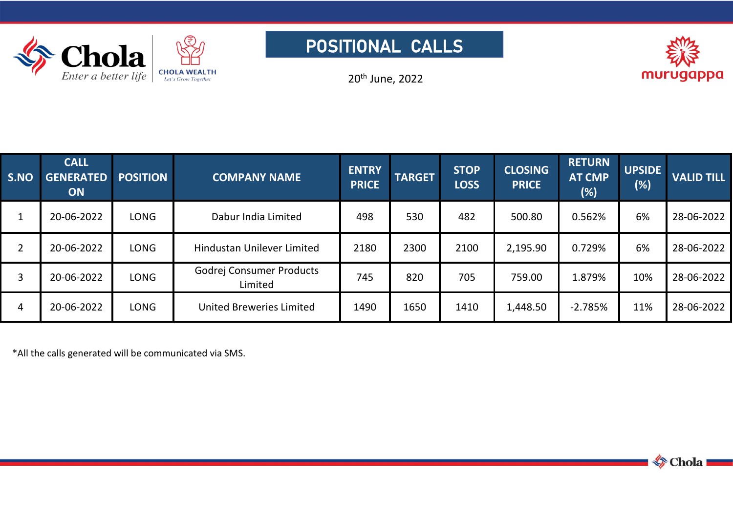# POSITIONAL CALLS

20th June, 2022

| S.NO | CALL GENERATED ON | POSITION | COMPANY NAME | ENTRY PRICE | TARGET | STOP LOSS | CLOSING PRICE | RETURN AT CMP (%) | UPSIDE (%) | VALID TILL |
|---|---|---|---|---|---|---|---|---|---|---|
| 1 | 20-06-2022 | LONG | Dabur India Limited | 498 | 530 | 482 | 500.80 | 0.562% | 6% | 28-06-2022 |
| 2 | 20-06-2022 | LONG | Hindustan Unilever Limited | 2180 | 2300 | 2100 | 2,195.90 | 0.729% | 6% | 28-06-2022 |
| 3 | 20-06-2022 | LONG | Godrej Consumer Products Limited | 745 | 820 | 705 | 759.00 | 1.879% | 10% | 28-06-2022 |
| 4 | 20-06-2022 | LONG | United Breweries Limited | 1490 | 1650 | 1410 | 1,448.50 | -2.785% | 11% | 28-06-2022 |

*All the calls generated will be communicated via SMS.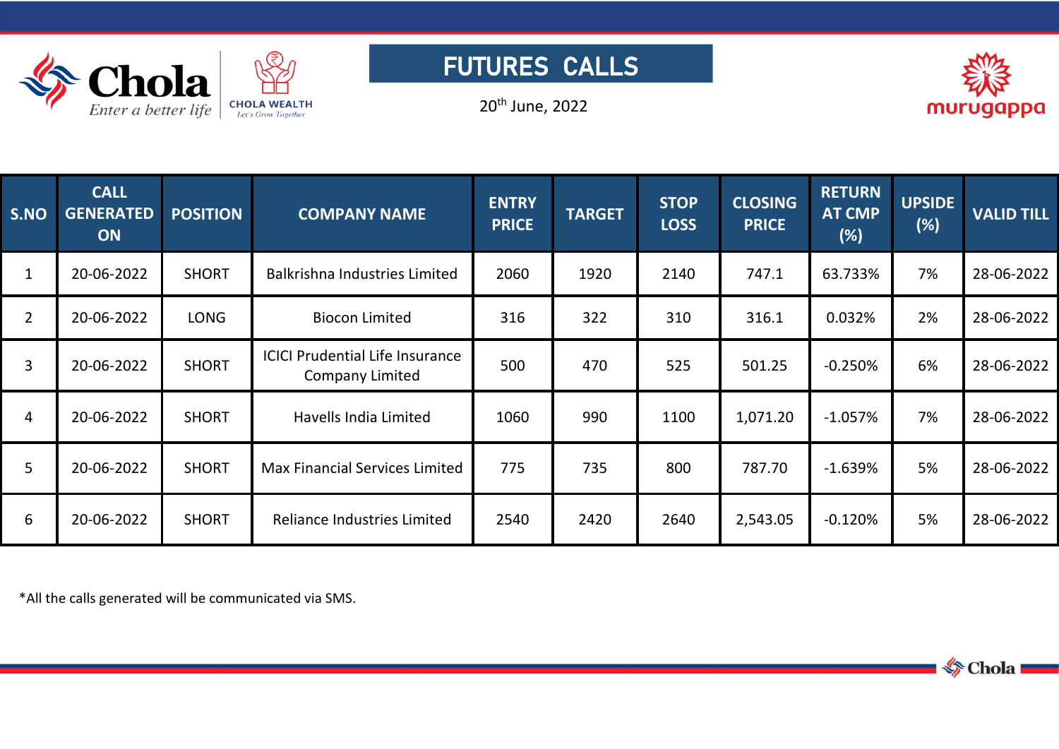# FUTURES CALLS

20th June, 2022

| S.NO | CALL GENERATED ON | POSITION | COMPANY NAME | ENTRY PRICE | TARGET | STOP LOSS | CLOSING PRICE | RETURN AT CMP (%) | UPSIDE (%) | VALID TILL |
|---|---|---|---|---|---|---|---|---|---|---|
| 1 | 20-06-2022 | SHORT | Balkrishna Industries Limited | 2060 | 1920 | 2140 | 747.1 | 63.733% | 7% | 28-06-2022 |
| 2 | 20-06-2022 | LONG | Biocon Limited | 316 | 322 | 310 | 316.1 | 0.032% | 2% | 28-06-2022 |
| 3 | 20-06-2022 | SHORT | ICICI Prudential Life Insurance Company Limited | 500 | 470 | 525 | 501.25 | -0.250% | 6% | 28-06-2022 |
| 4 | 20-06-2022 | SHORT | Havells India Limited | 1060 | 990 | 1100 | 1,071.20 | -1.057% | 7% | 28-06-2022 |
| 5 | 20-06-2022 | SHORT | Max Financial Services Limited | 775 | 735 | 800 | 787.70 | -1.639% | 5% | 28-06-2022 |
| 6 | 20-06-2022 | SHORT | Reliance Industries Limited | 2540 | 2420 | 2640 | 2,543.05 | -0.120% | 5% | 28-06-2022 |

*All the calls generated will be communicated via SMS.